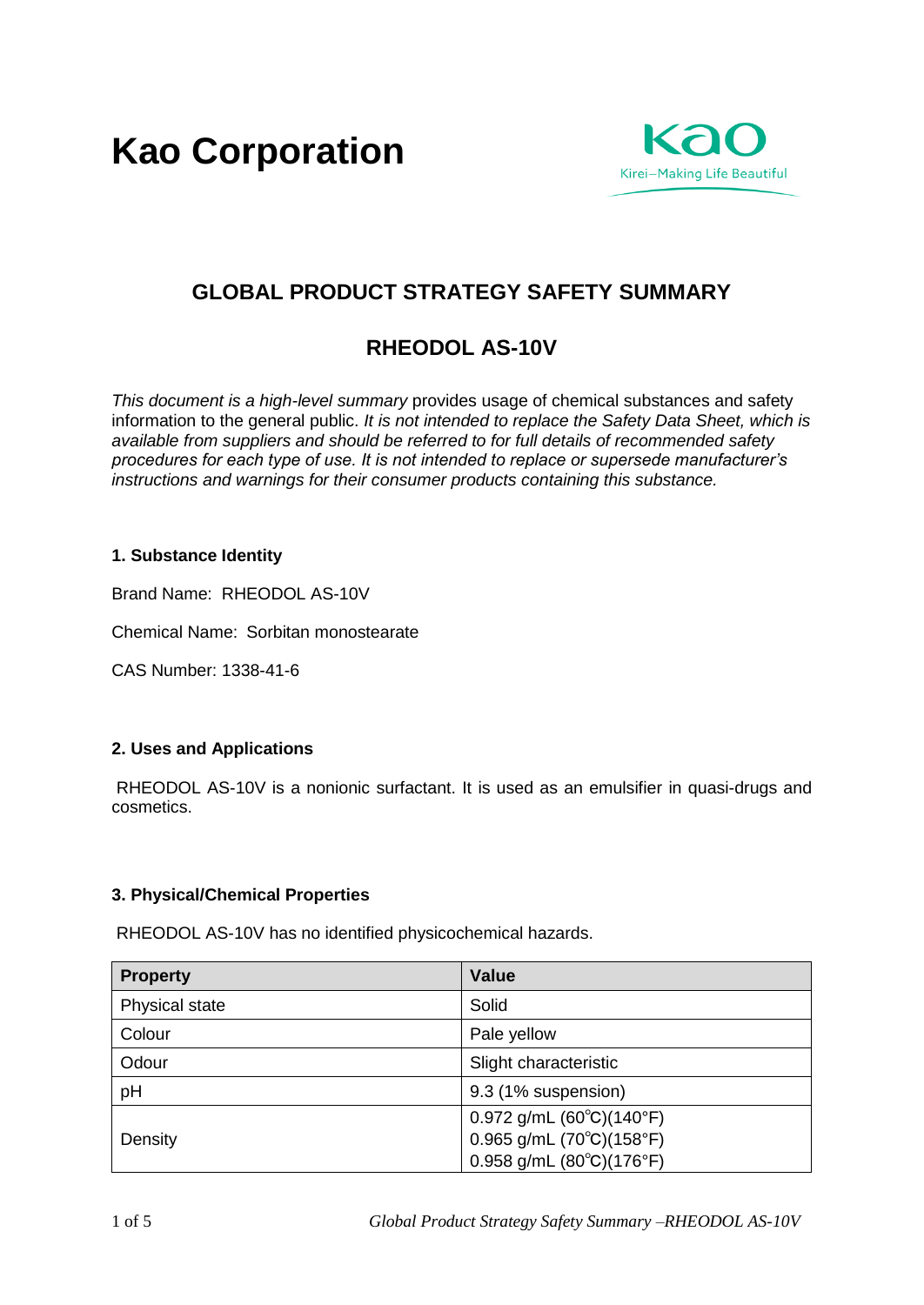# Kao Corporation

Kao
Kirei–Making Life Beautiful

## GLOBAL PRODUCT STRATEGY SAFETY SUMMARY

## RHEODOL AS-10V

*This document is a high-level summary* provides usage of chemical substances and safety information to the general public. *It is not intended to replace the Safety Data Sheet, which is available from suppliers and should be referred to for full details of recommended safety procedures for each type of use. It is not intended to replace or supersede manufacturer's instructions and warnings for their consumer products containing this substance.*

### 1. Substance Identity

Brand Name: RHEODOL AS-10V

Chemical Name: Sorbitan monostearate

CAS Number: 1338-41-6

### 2. Uses and Applications

RHEODOL AS-10V is a nonionic surfactant. It is used as an emulsifier in quasi-drugs and cosmetics.

### 3. Physical/Chemical Properties

RHEODOL AS-10V has no identified physicochemical hazards.

| Property | Value |
|---|---|
| Physical state | Solid |
| Colour | Pale yellow |
| Odour | Slight characteristic |
| pH | 9.3 (1% suspension) |
| Density | 0.972 g/mL (60℃)(140°F)<br>0.965 g/mL (70℃)(158°F)<br>0.958 g/mL (80℃)(176°F) |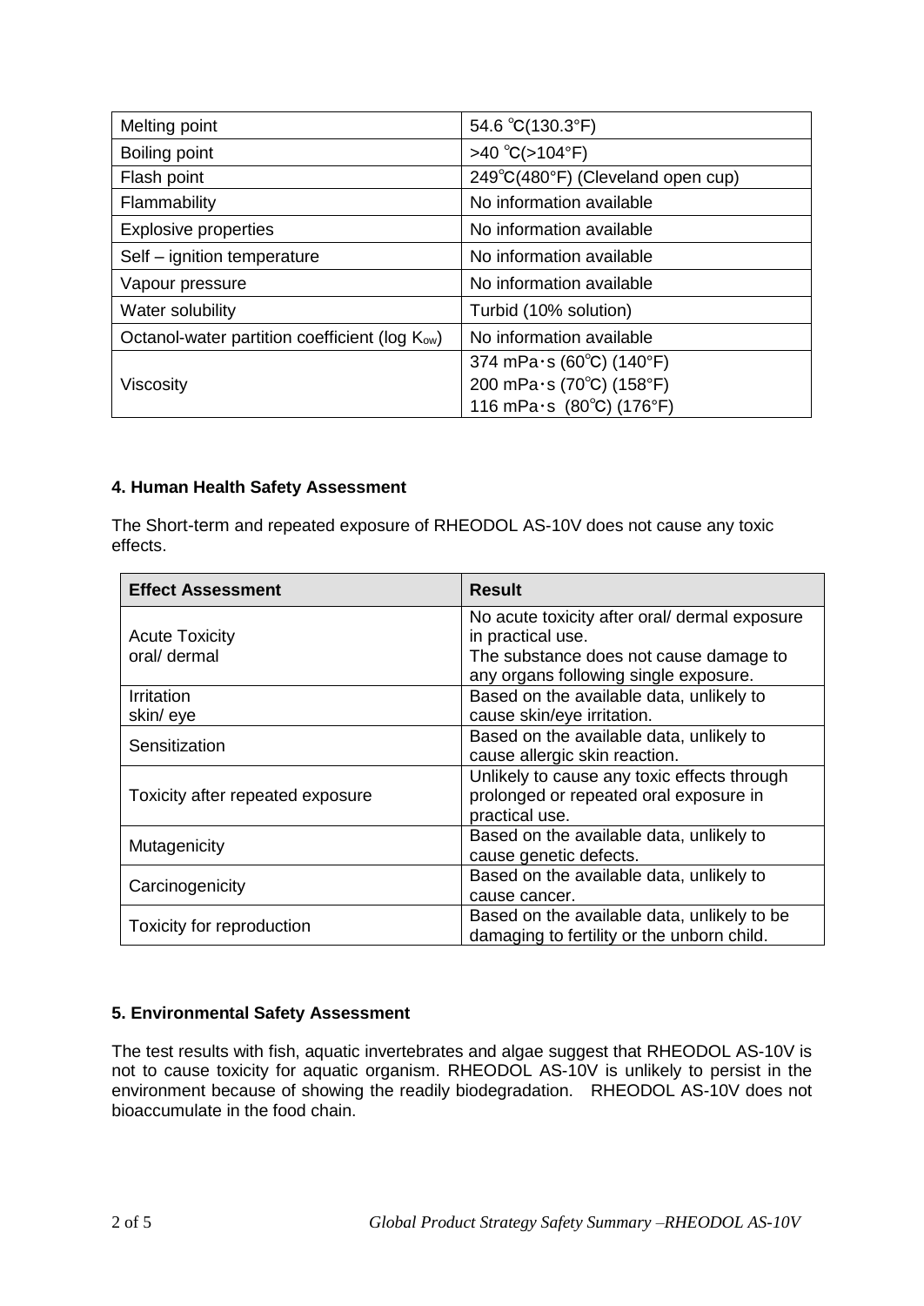| Melting point | 54.6 ℃(130.3°F) |
|---|---|
| Boiling point | >40 ℃(>104°F) |
| Flash point | 249℃(480°F) (Cleveland open cup) |
| Flammability | No information available |
| Explosive properties | No information available |
| Self – ignition temperature | No information available |
| Vapour pressure | No information available |
| Water solubility | Turbid (10% solution) |
| Octanol-water partition coefficient (log $K_{ow}$) | No information available |
| Viscosity | 374 mPa･s (60℃) (140°F)<br>200 mPa･s (70℃) (158°F)<br>116 mPa･s (80℃) (176°F) |

**4. Human Health Safety Assessment**

The Short-term and repeated exposure of RHEODOL AS-10V does not cause any toxic effects.

| Effect Assessment | Result |
|---|---|
| Acute Toxicity<br>oral/ dermal | No acute toxicity after oral/ dermal exposure in practical use.<br>The substance does not cause damage to any organs following single exposure. |
| Irritation<br>skin/ eye | Based on the available data, unlikely to cause skin/eye irritation. |
| Sensitization | Based on the available data, unlikely to cause allergic skin reaction. |
| Toxicity after repeated exposure | Unlikely to cause any toxic effects through prolonged or repeated oral exposure in practical use. |
| Mutagenicity | Based on the available data, unlikely to cause genetic defects. |
| Carcinogenicity | Based on the available data, unlikely to cause cancer. |
| Toxicity for reproduction | Based on the available data, unlikely to be damaging to fertility or the unborn child. |

**5. Environmental Safety Assessment**

The test results with fish, aquatic invertebrates and algae suggest that RHEODOL AS-10V is not to cause toxicity for aquatic organism. RHEODOL AS-10V is unlikely to persist in the environment because of showing the readily biodegradation. RHEODOL AS-10V does not bioaccumulate in the food chain.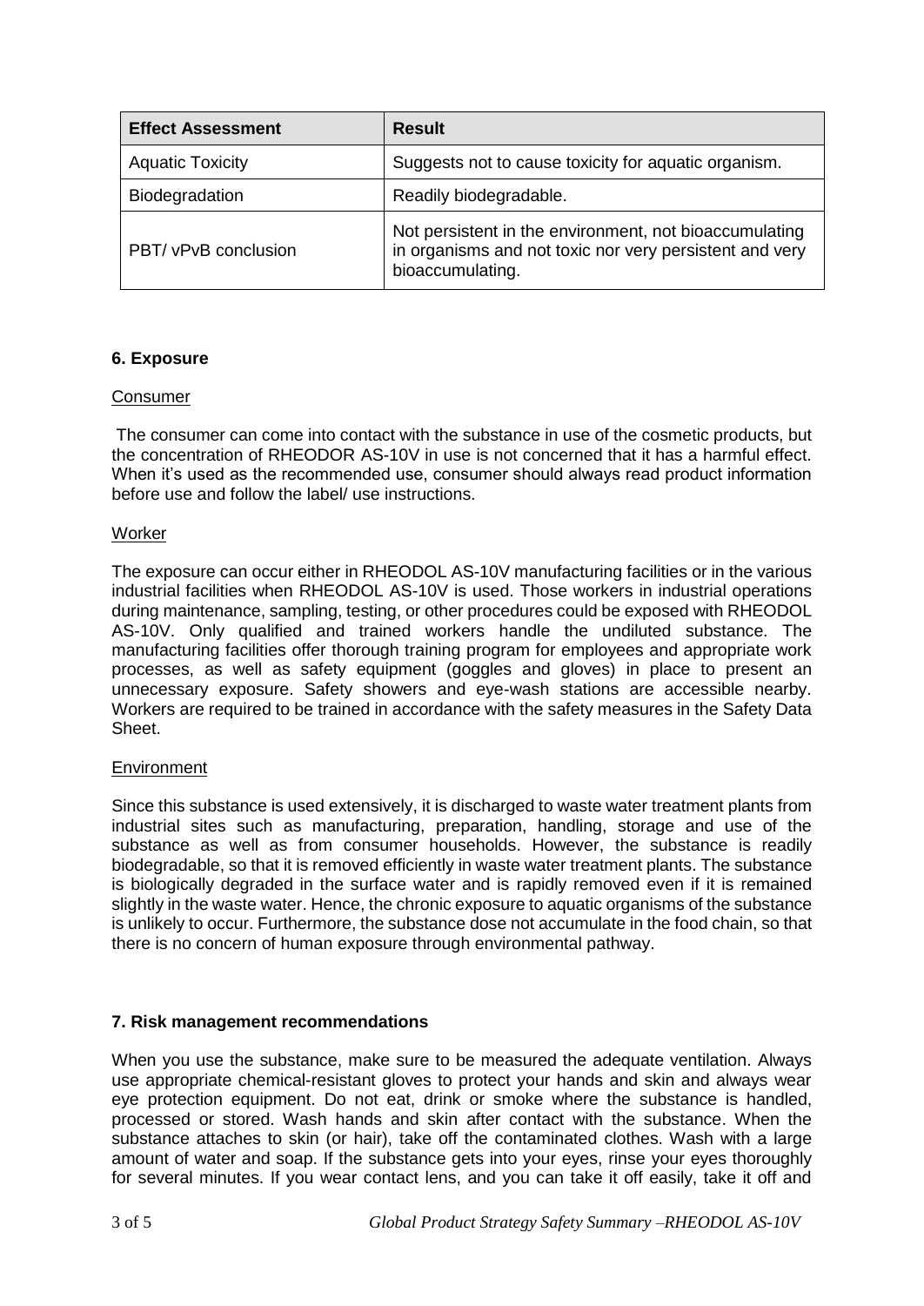| Effect Assessment | Result |
| --- | --- |
| Aquatic Toxicity | Suggests not to cause toxicity for aquatic organism. |
| Biodegradation | Readily biodegradable. |
| PBT/ vPvB conclusion | Not persistent in the environment, not bioaccumulating in organisms and not toxic nor very persistent and very bioaccumulating. |

### 6. Exposure

Consumer

The consumer can come into contact with the substance in use of the cosmetic products, but the concentration of RHEODOR AS-10V in use is not concerned that it has a harmful effect. When it's used as the recommended use, consumer should always read product information before use and follow the label/ use instructions.

Worker

The exposure can occur either in RHEODOL AS-10V manufacturing facilities or in the various industrial facilities when RHEODOL AS-10V is used. Those workers in industrial operations during maintenance, sampling, testing, or other procedures could be exposed with RHEODOL AS-10V. Only qualified and trained workers handle the undiluted substance. The manufacturing facilities offer thorough training program for employees and appropriate work processes, as well as safety equipment (goggles and gloves) in place to present an unnecessary exposure. Safety showers and eye-wash stations are accessible nearby. Workers are required to be trained in accordance with the safety measures in the Safety Data Sheet.

Environment

Since this substance is used extensively, it is discharged to waste water treatment plants from industrial sites such as manufacturing, preparation, handling, storage and use of the substance as well as from consumer households. However, the substance is readily biodegradable, so that it is removed efficiently in waste water treatment plants. The substance is biologically degraded in the surface water and is rapidly removed even if it is remained slightly in the waste water. Hence, the chronic exposure to aquatic organisms of the substance is unlikely to occur. Furthermore, the substance dose not accumulate in the food chain, so that there is no concern of human exposure through environmental pathway.

### 7. Risk management recommendations

When you use the substance, make sure to be measured the adequate ventilation. Always use appropriate chemical-resistant gloves to protect your hands and skin and always wear eye protection equipment. Do not eat, drink or smoke where the substance is handled, processed or stored. Wash hands and skin after contact with the substance. When the substance attaches to skin (or hair), take off the contaminated clothes. Wash with a large amount of water and soap. If the substance gets into your eyes, rinse your eyes thoroughly for several minutes. If you wear contact lens, and you can take it off easily, take it off and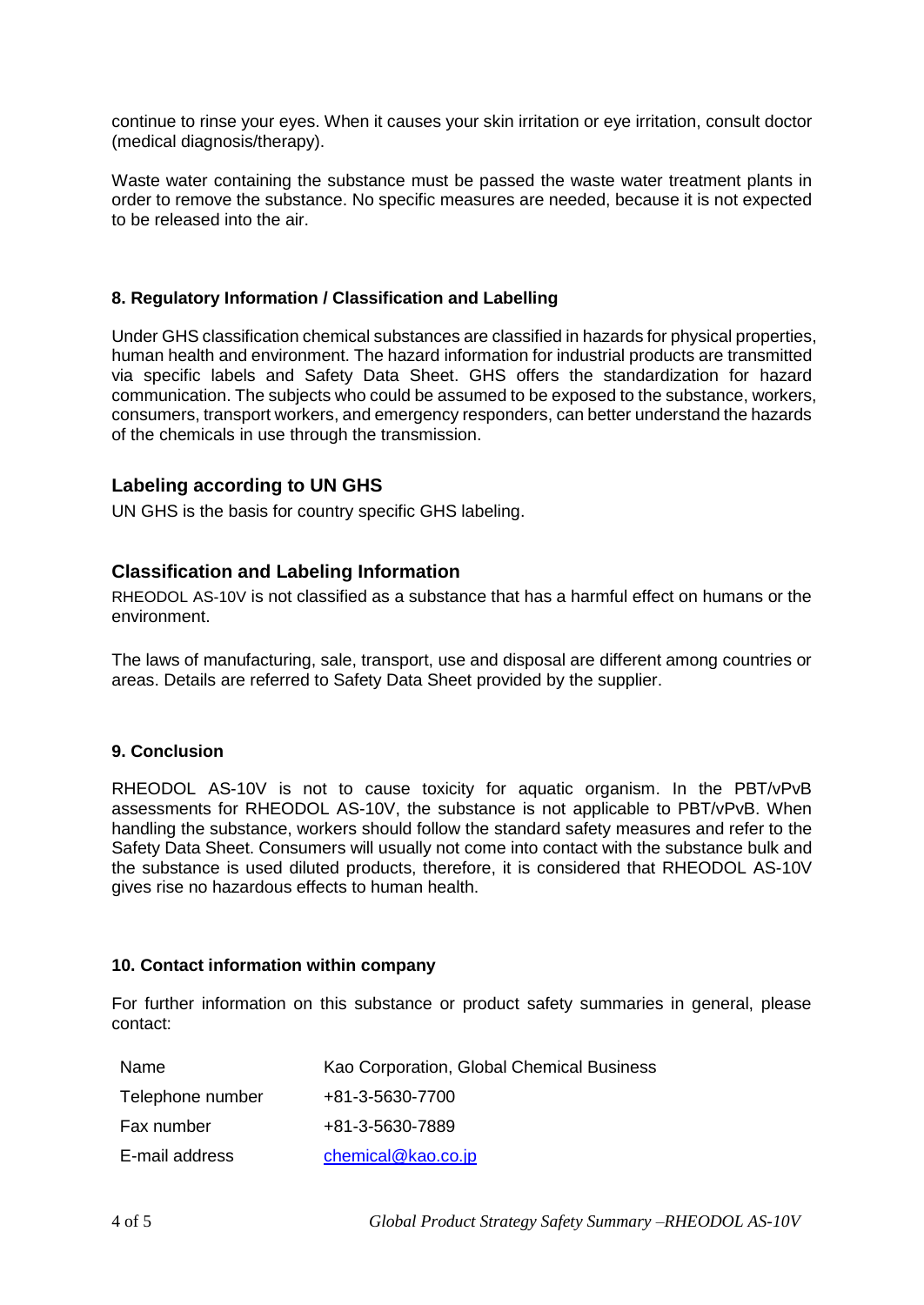continue to rinse your eyes. When it causes your skin irritation or eye irritation, consult doctor (medical diagnosis/therapy).

Waste water containing the substance must be passed the waste water treatment plants in order to remove the substance. No specific measures are needed, because it is not expected to be released into the air.

### 8. Regulatory Information / Classification and Labelling

Under GHS classification chemical substances are classified in hazards for physical properties, human health and environment. The hazard information for industrial products are transmitted via specific labels and Safety Data Sheet. GHS offers the standardization for hazard communication. The subjects who could be assumed to be exposed to the substance, workers, consumers, transport workers, and emergency responders, can better understand the hazards of the chemicals in use through the transmission.

## Labeling according to UN GHS

UN GHS is the basis for country specific GHS labeling.

## Classification and Labeling Information

RHEODOL AS-10V is not classified as a substance that has a harmful effect on humans or the environment.

The laws of manufacturing, sale, transport, use and disposal are different among countries or areas. Details are referred to Safety Data Sheet provided by the supplier.

### 9. Conclusion

RHEODOL AS-10V is not to cause toxicity for aquatic organism. In the PBT/vPvB assessments for RHEODOL AS-10V, the substance is not applicable to PBT/vPvB. When handling the substance, workers should follow the standard safety measures and refer to the Safety Data Sheet. Consumers will usually not come into contact with the substance bulk and the substance is used diluted products, therefore, it is considered that RHEODOL AS-10V gives rise no hazardous effects to human health.

### 10. Contact information within company

For further information on this substance or product safety summaries in general, please contact:

| | |
|---|---|
| Name | Kao Corporation, Global Chemical Business |
| Telephone number | +81-3-5630-7700 |
| Fax number | +81-3-5630-7889 |
| E-mail address | chemical@kao.co.jp |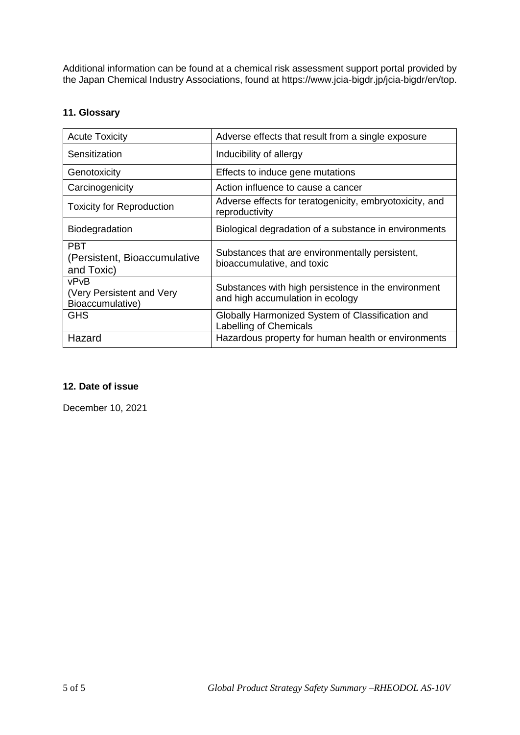Additional information can be found at a chemical risk assessment support portal provided by the Japan Chemical Industry Associations, found at https://www.jcia-bigdr.jp/jcia-bigdr/en/top.

## 11. Glossary

| | |
|---|---|
| Acute Toxicity | Adverse effects that result from a single exposure |
| Sensitization | Inducibility of allergy |
| Genotoxicity | Effects to induce gene mutations |
| Carcinogenicity | Action influence to cause a cancer |
| Toxicity for Reproduction | Adverse effects for teratogenicity, embryotoxicity, and reproductivity |
| Biodegradation | Biological degradation of a substance in environments |
| PBT (Persistent, Bioaccumulative and Toxic) | Substances that are environmentally persistent, bioaccumulative, and toxic |
| vPvB (Very Persistent and Very Bioaccumulative) | Substances with high persistence in the environment and high accumulation in ecology |
| GHS | Globally Harmonized System of Classification and Labelling of Chemicals |
| Hazard | Hazardous property for human health or environments |

## 12. Date of issue

December 10, 2021